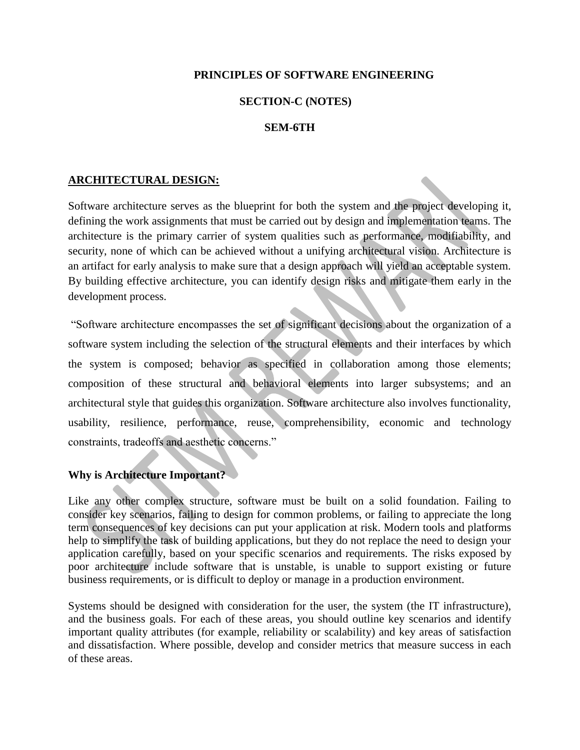**PRINCIPLES OF SOFTWARE ENGINEERING**

**SECTION-C (NOTES)**

**SEM-6TH**

## ARCHITECTURAL DESIGN:

Software architecture serves as the blueprint for both the system and the project developing it, defining the work assignments that must be carried out by design and implementation teams. The architecture is the primary carrier of system qualities such as performance, modifiability, and security, none of which can be achieved without a unifying architectural vision. Architecture is an artifact for early analysis to make sure that a design approach will yield an acceptable system. By building effective architecture, you can identify design risks and mitigate them early in the development process.

"Software architecture encompasses the set of significant decisions about the organization of a software system including the selection of the structural elements and their interfaces by which the system is composed; behavior as specified in collaboration among those elements; composition of these structural and behavioral elements into larger subsystems; and an architectural style that guides this organization. Software architecture also involves functionality, usability, resilience, performance, reuse, comprehensibility, economic and technology constraints, tradeoffs and aesthetic concerns."

### Why is Architecture Important?

Like any other complex structure, software must be built on a solid foundation. Failing to consider key scenarios, failing to design for common problems, or failing to appreciate the long term consequences of key decisions can put your application at risk. Modern tools and platforms help to simplify the task of building applications, but they do not replace the need to design your application carefully, based on your specific scenarios and requirements. The risks exposed by poor architecture include software that is unstable, is unable to support existing or future business requirements, or is difficult to deploy or manage in a production environment.

Systems should be designed with consideration for the user, the system (the IT infrastructure), and the business goals. For each of these areas, you should outline key scenarios and identify important quality attributes (for example, reliability or scalability) and key areas of satisfaction and dissatisfaction. Where possible, develop and consider metrics that measure success in each of these areas.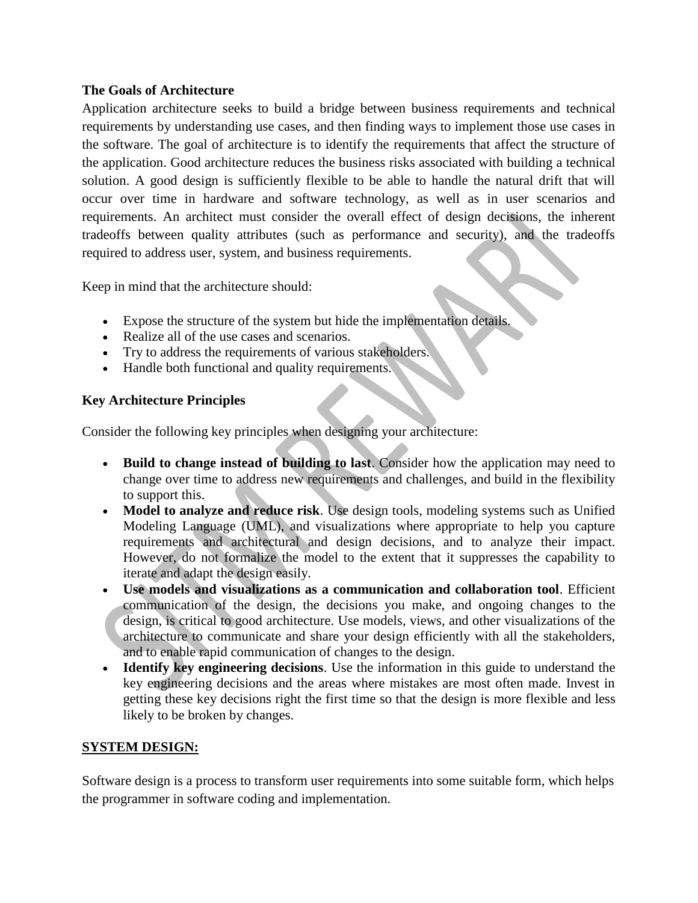**The Goals of Architecture**

Application architecture seeks to build a bridge between business requirements and technical requirements by understanding use cases, and then finding ways to implement those use cases in the software. The goal of architecture is to identify the requirements that affect the structure of the application. Good architecture reduces the business risks associated with building a technical solution. A good design is sufficiently flexible to be able to handle the natural drift that will occur over time in hardware and software technology, as well as in user scenarios and requirements. An architect must consider the overall effect of design decisions, the inherent tradeoffs between quality attributes (such as performance and security), and the tradeoffs required to address user, system, and business requirements.

Keep in mind that the architecture should:

- Expose the structure of the system but hide the implementation details.
- Realize all of the use cases and scenarios.
- Try to address the requirements of various stakeholders.
- Handle both functional and quality requirements.

**Key Architecture Principles**

Consider the following key principles when designing your architecture:

- **Build to change instead of building to last**. Consider how the application may need to change over time to address new requirements and challenges, and build in the flexibility to support this.
- **Model to analyze and reduce risk**. Use design tools, modeling systems such as Unified Modeling Language (UML), and visualizations where appropriate to help you capture requirements and architectural and design decisions, and to analyze their impact. However, do not formalize the model to the extent that it suppresses the capability to iterate and adapt the design easily.
- **Use models and visualizations as a communication and collaboration tool**. Efficient communication of the design, the decisions you make, and ongoing changes to the design, is critical to good architecture. Use models, views, and other visualizations of the architecture to communicate and share your design efficiently with all the stakeholders, and to enable rapid communication of changes to the design.
- **Identify key engineering decisions**. Use the information in this guide to understand the key engineering decisions and the areas where mistakes are most often made. Invest in getting these key decisions right the first time so that the design is more flexible and less likely to be broken by changes.

**SYSTEM DESIGN:**

Software design is a process to transform user requirements into some suitable form, which helps the programmer in software coding and implementation.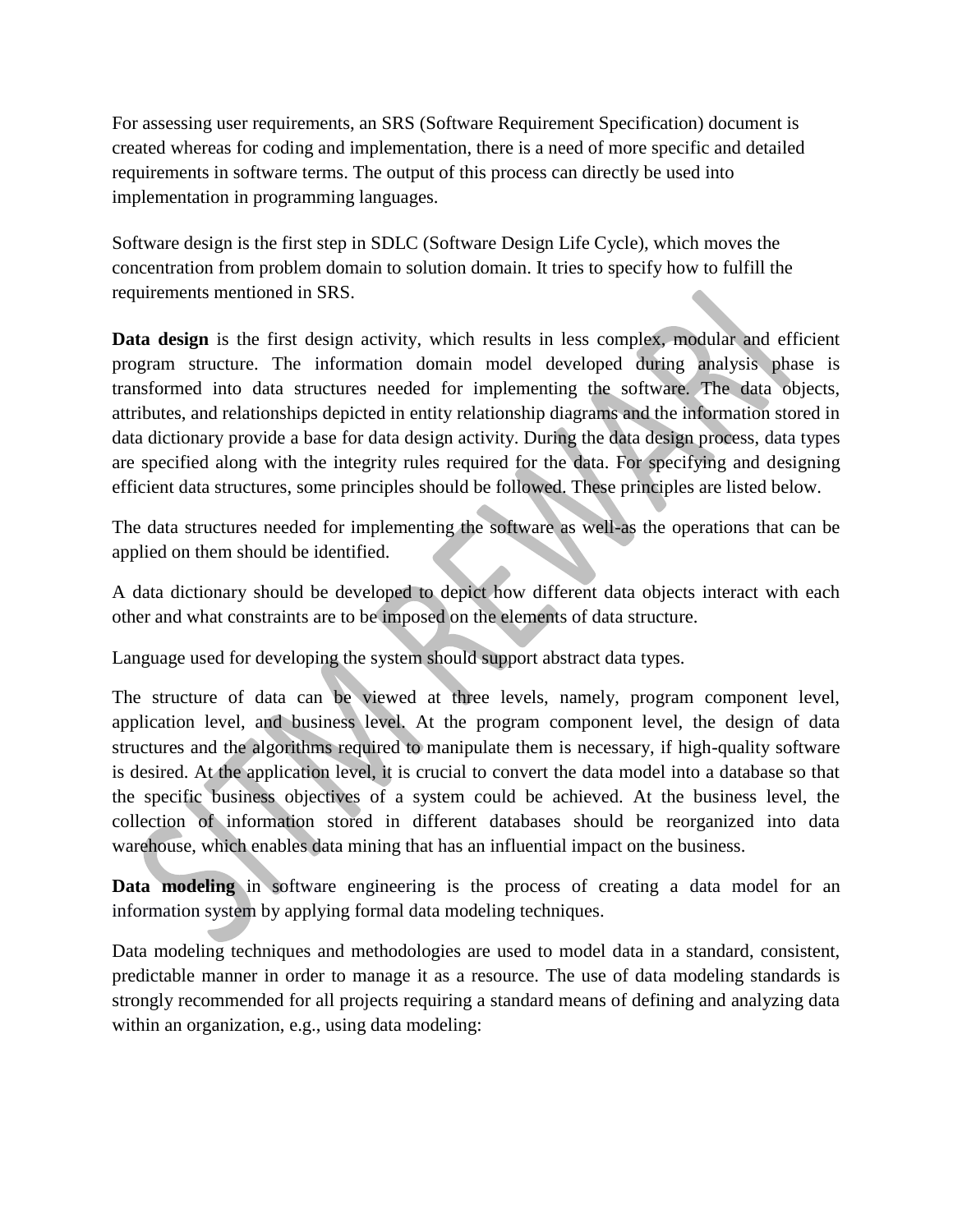For assessing user requirements, an SRS (Software Requirement Specification) document is created whereas for coding and implementation, there is a need of more specific and detailed requirements in software terms. The output of this process can directly be used into implementation in programming languages.

Software design is the first step in SDLC (Software Design Life Cycle), which moves the concentration from problem domain to solution domain. It tries to specify how to fulfill the requirements mentioned in SRS.

**Data design** is the first design activity, which results in less complex, modular and efficient program structure. The information domain model developed during analysis phase is transformed into data structures needed for implementing the software. The data objects, attributes, and relationships depicted in entity relationship diagrams and the information stored in data dictionary provide a base for data design activity. During the data design process, data types are specified along with the integrity rules required for the data. For specifying and designing efficient data structures, some principles should be followed. These principles are listed below.

The data structures needed for implementing the software as well-as the operations that can be applied on them should be identified.

A data dictionary should be developed to depict how different data objects interact with each other and what constraints are to be imposed on the elements of data structure.

Language used for developing the system should support abstract data types.

The structure of data can be viewed at three levels, namely, program component level, application level, and business level. At the program component level, the design of data structures and the algorithms required to manipulate them is necessary, if high-quality software is desired. At the application level, it is crucial to convert the data model into a database so that the specific business objectives of a system could be achieved. At the business level, the collection of information stored in different databases should be reorganized into data warehouse, which enables data mining that has an influential impact on the business.

**Data modeling** in software engineering is the process of creating a data model for an information system by applying formal data modeling techniques.

Data modeling techniques and methodologies are used to model data in a standard, consistent, predictable manner in order to manage it as a resource. The use of data modeling standards is strongly recommended for all projects requiring a standard means of defining and analyzing data within an organization, e.g., using data modeling: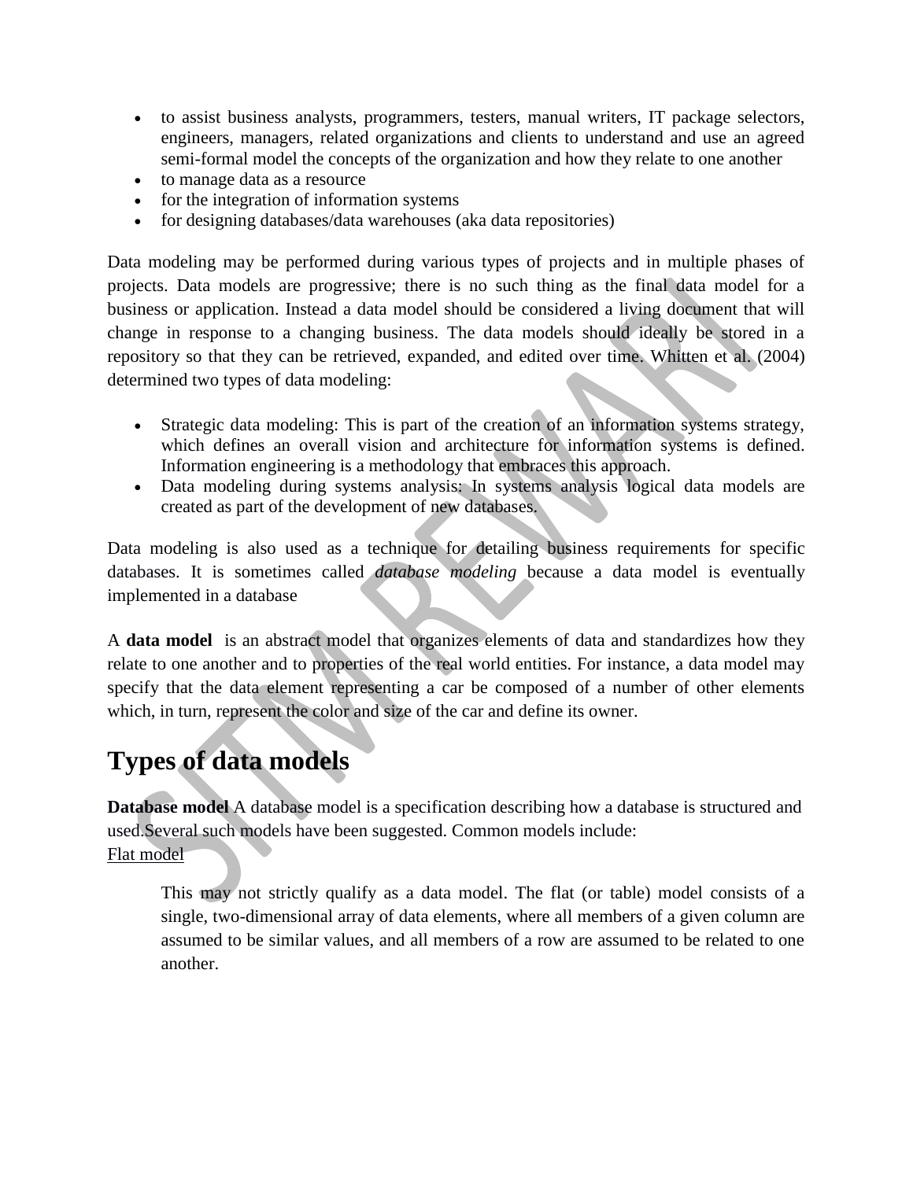- to assist business analysts, programmers, testers, manual writers, IT package selectors, engineers, managers, related organizations and clients to understand and use an agreed semi-formal model the concepts of the organization and how they relate to one another
- to manage data as a resource
- for the integration of information systems
- for designing databases/data warehouses (aka data repositories)

Data modeling may be performed during various types of projects and in multiple phases of projects. Data models are progressive; there is no such thing as the final data model for a business or application. Instead a data model should be considered a living document that will change in response to a changing business. The data models should ideally be stored in a repository so that they can be retrieved, expanded, and edited over time. Whitten et al. (2004) determined two types of data modeling:

- Strategic data modeling: This is part of the creation of an information systems strategy, which defines an overall vision and architecture for information systems is defined. Information engineering is a methodology that embraces this approach.
- Data modeling during systems analysis: In systems analysis logical data models are created as part of the development of new databases.

Data modeling is also used as a technique for detailing business requirements for specific databases. It is sometimes called *database modeling* because a data model is eventually implemented in a database

A **data model** is an abstract model that organizes elements of data and standardizes how they relate to one another and to properties of the real world entities. For instance, a data model may specify that the data element representing a car be composed of a number of other elements which, in turn, represent the color and size of the car and define its owner.

# Types of data models

**Database model** A database model is a specification describing how a database is structured and used.Several such models have been suggested. Common models include:

Flat model

> This may not strictly qualify as a data model. The flat (or table) model consists of a single, two-dimensional array of data elements, where all members of a given column are assumed to be similar values, and all members of a row are assumed to be related to one another.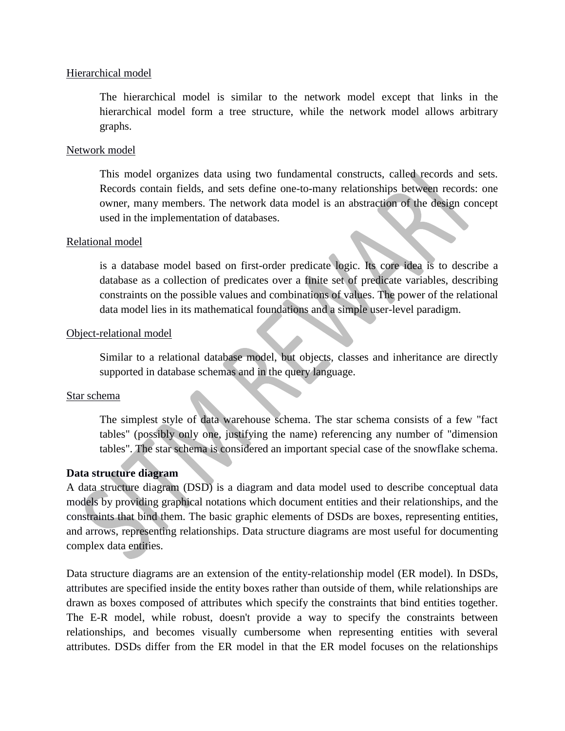Hierarchical model

> The hierarchical model is similar to the network model except that links in the hierarchical model form a tree structure, while the network model allows arbitrary graphs.

Network model

> This model organizes data using two fundamental constructs, called records and sets. Records contain fields, and sets define one-to-many relationships between records: one owner, many members. The network data model is an abstraction of the design concept used in the implementation of databases.

Relational model

> is a database model based on first-order predicate logic. Its core idea is to describe a database as a collection of predicates over a finite set of predicate variables, describing constraints on the possible values and combinations of values. The power of the relational data model lies in its mathematical foundations and a simple user-level paradigm.

Object-relational model

> Similar to a relational database model, but objects, classes and inheritance are directly supported in database schemas and in the query language.

Star schema

> The simplest style of data warehouse schema. The star schema consists of a few "fact tables" (possibly only one, justifying the name) referencing any number of "dimension tables". The star schema is considered an important special case of the snowflake schema.

**Data structure diagram**

A data structure diagram (DSD) is a diagram and data model used to describe conceptual data models by providing graphical notations which document entities and their relationships, and the constraints that bind them. The basic graphic elements of DSDs are boxes, representing entities, and arrows, representing relationships. Data structure diagrams are most useful for documenting complex data entities.

Data structure diagrams are an extension of the entity-relationship model (ER model). In DSDs, attributes are specified inside the entity boxes rather than outside of them, while relationships are drawn as boxes composed of attributes which specify the constraints that bind entities together. The E-R model, while robust, doesn't provide a way to specify the constraints between relationships, and becomes visually cumbersome when representing entities with several attributes. DSDs differ from the ER model in that the ER model focuses on the relationships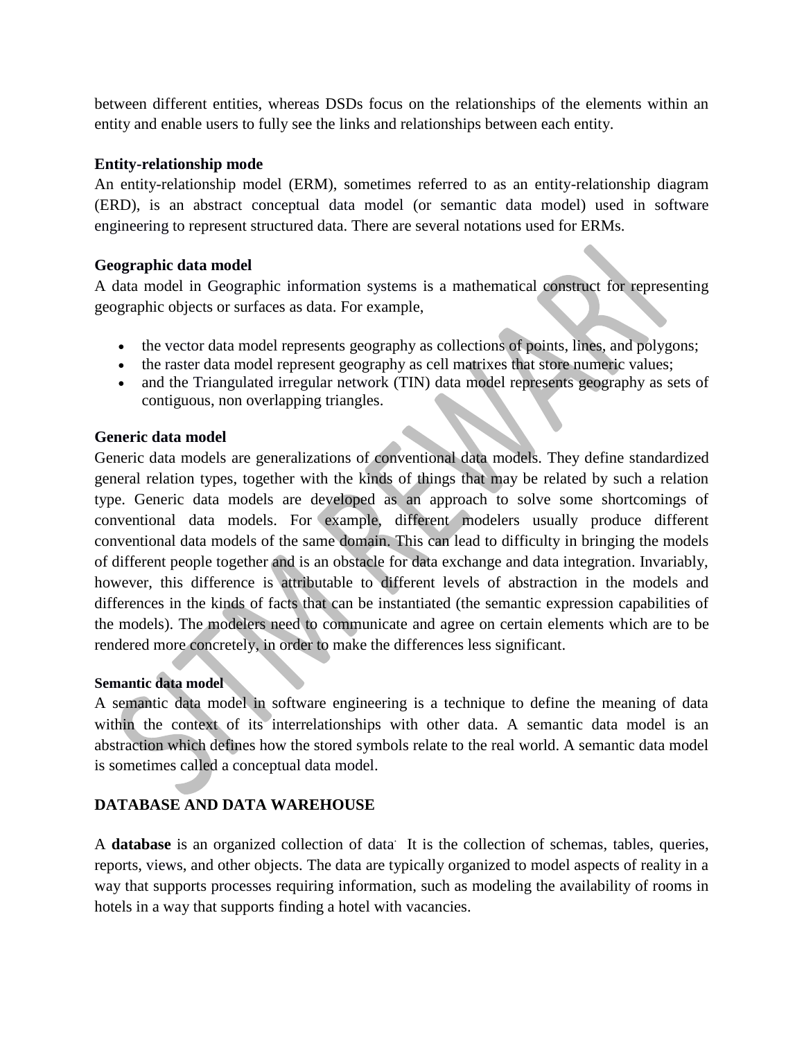between different entities, whereas DSDs focus on the relationships of the elements within an entity and enable users to fully see the links and relationships between each entity.

**Entity-relationship mode**

An entity-relationship model (ERM), sometimes referred to as an entity-relationship diagram (ERD), is an abstract conceptual data model (or semantic data model) used in software engineering to represent structured data. There are several notations used for ERMs.

**Geographic data model**

A data model in Geographic information systems is a mathematical construct for representing geographic objects or surfaces as data. For example,

- the vector data model represents geography as collections of points, lines, and polygons;
- the raster data model represent geography as cell matrixes that store numeric values;
- and the Triangulated irregular network (TIN) data model represents geography as sets of contiguous, non overlapping triangles.

**Generic data model**

Generic data models are generalizations of conventional data models. They define standardized general relation types, together with the kinds of things that may be related by such a relation type. Generic data models are developed as an approach to solve some shortcomings of conventional data models. For example, different modelers usually produce different conventional data models of the same domain. This can lead to difficulty in bringing the models of different people together and is an obstacle for data exchange and data integration. Invariably, however, this difference is attributable to different levels of abstraction in the models and differences in the kinds of facts that can be instantiated (the semantic expression capabilities of the models). The modelers need to communicate and agree on certain elements which are to be rendered more concretely, in order to make the differences less significant.

**Semantic data model**

A semantic data model in software engineering is a technique to define the meaning of data within the context of its interrelationships with other data. A semantic data model is an abstraction which defines how the stored symbols relate to the real world. A semantic data model is sometimes called a conceptual data model.

**DATABASE AND DATA WAREHOUSE**

A **database** is an organized collection of data. It is the collection of schemas, tables, queries, reports, views, and other objects. The data are typically organized to model aspects of reality in a way that supports processes requiring information, such as modeling the availability of rooms in hotels in a way that supports finding a hotel with vacancies.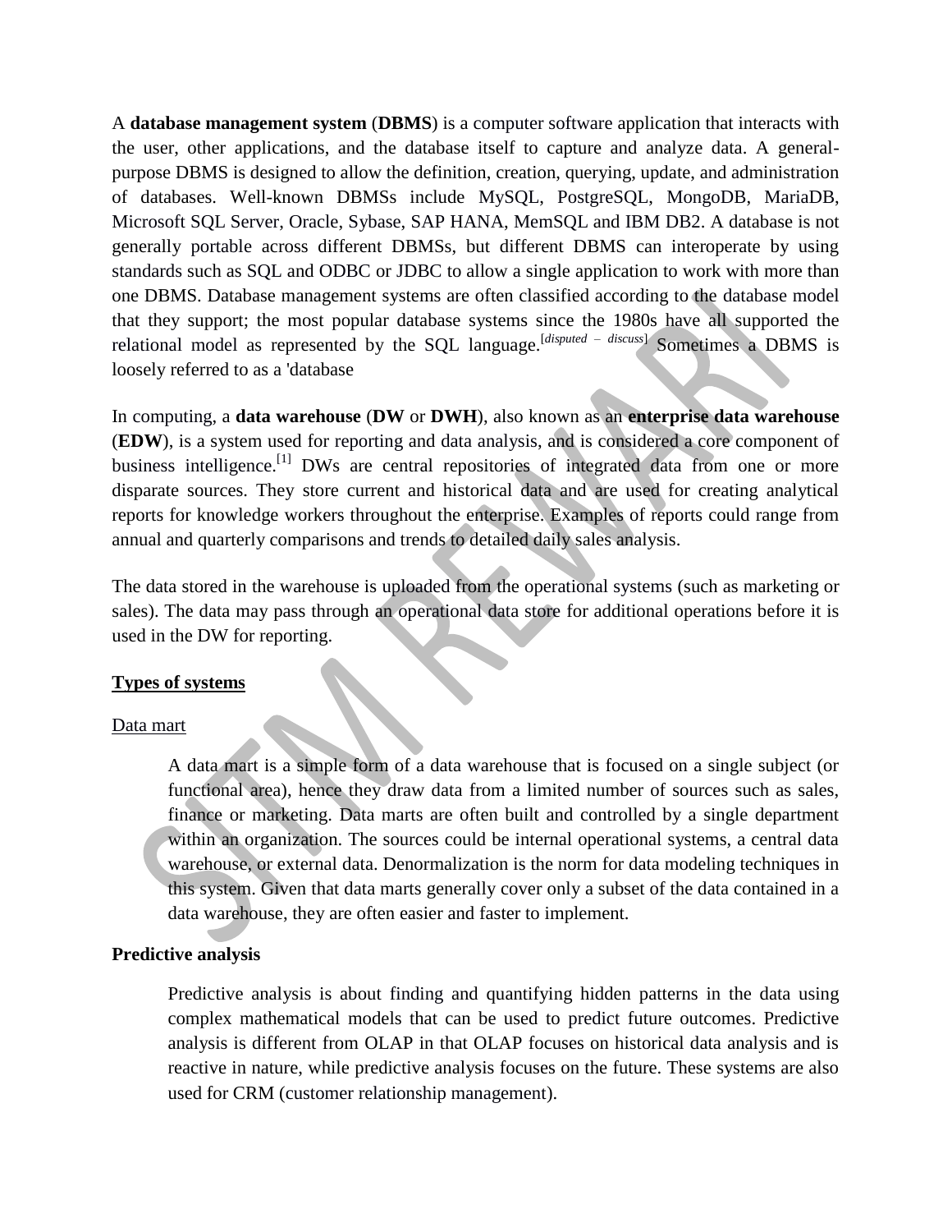A **database management system** (**DBMS**) is a computer software application that interacts with the user, other applications, and the database itself to capture and analyze data. A general-purpose DBMS is designed to allow the definition, creation, querying, update, and administration of databases. Well-known DBMSs include MySQL, PostgreSQL, MongoDB, MariaDB, Microsoft SQL Server, Oracle, Sybase, SAP HANA, MemSQL and IBM DB2. A database is not generally portable across different DBMSs, but different DBMS can interoperate by using standards such as SQL and ODBC or JDBC to allow a single application to work with more than one DBMS. Database management systems are often classified according to the database model that they support; the most popular database systems since the 1980s have all supported the relational model as represented by the SQL language.[*disputed – discuss*] Sometimes a DBMS is loosely referred to as a 'database

In computing, a **data warehouse** (**DW** or **DWH**), also known as an **enterprise data warehouse** (**EDW**), is a system used for reporting and data analysis, and is considered a core component of business intelligence.[1] DWs are central repositories of integrated data from one or more disparate sources. They store current and historical data and are used for creating analytical reports for knowledge workers throughout the enterprise. Examples of reports could range from annual and quarterly comparisons and trends to detailed daily sales analysis.

The data stored in the warehouse is uploaded from the operational systems (such as marketing or sales). The data may pass through an operational data store for additional operations before it is used in the DW for reporting.

## Types of systems

### Data mart

A data mart is a simple form of a data warehouse that is focused on a single subject (or functional area), hence they draw data from a limited number of sources such as sales, finance or marketing. Data marts are often built and controlled by a single department within an organization. The sources could be internal operational systems, a central data warehouse, or external data. Denormalization is the norm for data modeling techniques in this system. Given that data marts generally cover only a subset of the data contained in a data warehouse, they are often easier and faster to implement.

### Predictive analysis

Predictive analysis is about finding and quantifying hidden patterns in the data using complex mathematical models that can be used to predict future outcomes. Predictive analysis is different from OLAP in that OLAP focuses on historical data analysis and is reactive in nature, while predictive analysis focuses on the future. These systems are also used for CRM (customer relationship management).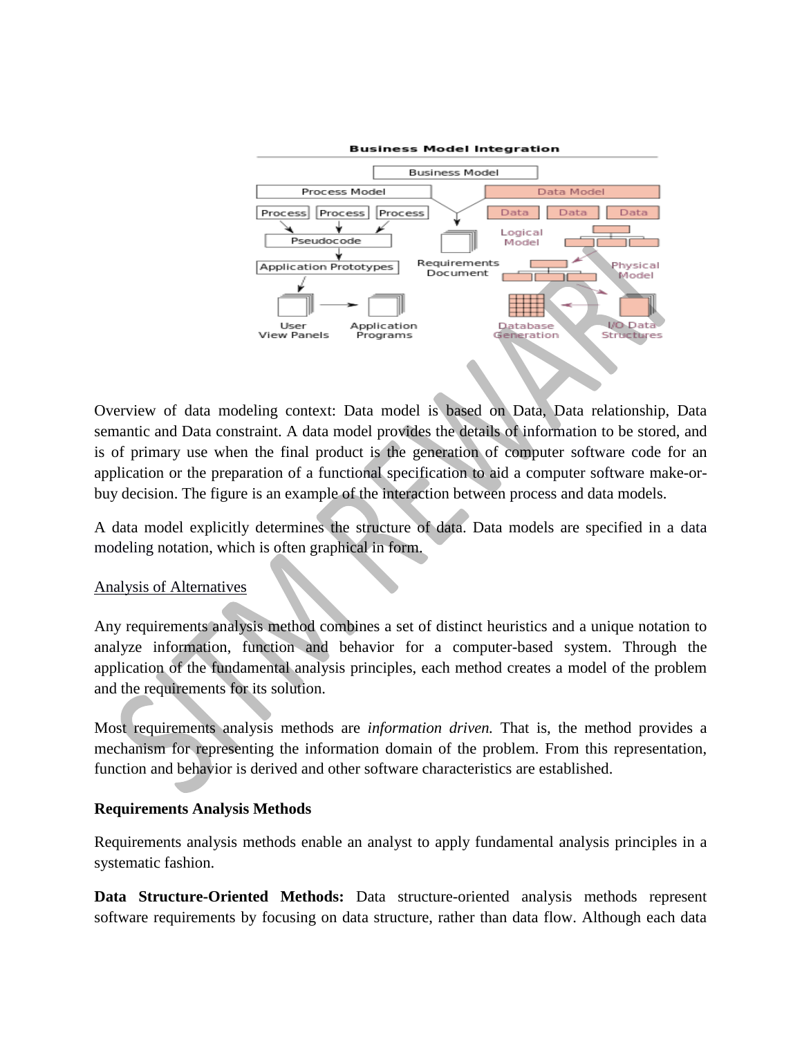Overview of data modeling context: Data model is based on Data, Data relationship, Data semantic and Data constraint. A data model provides the details of information to be stored, and is of primary use when the final product is the generation of computer software code for an application or the preparation of a functional specification to aid a computer software make-or-buy decision. The figure is an example of the interaction between process and data models.

A data model explicitly determines the structure of data. Data models are specified in a data modeling notation, which is often graphical in form.

Analysis of Alternatives

Any requirements analysis method combines a set of distinct heuristics and a unique notation to analyze information, function and behavior for a computer-based system. Through the application of the fundamental analysis principles, each method creates a model of the problem and the requirements for its solution.

Most requirements analysis methods are *information driven.* That is, the method provides a mechanism for representing the information domain of the problem. From this representation, function and behavior is derived and other software characteristics are established.

**Requirements Analysis Methods**

Requirements analysis methods enable an analyst to apply fundamental analysis principles in a systematic fashion.

**Data Structure-Oriented Methods:** Data structure-oriented analysis methods represent software requirements by focusing on data structure, rather than data flow. Although each data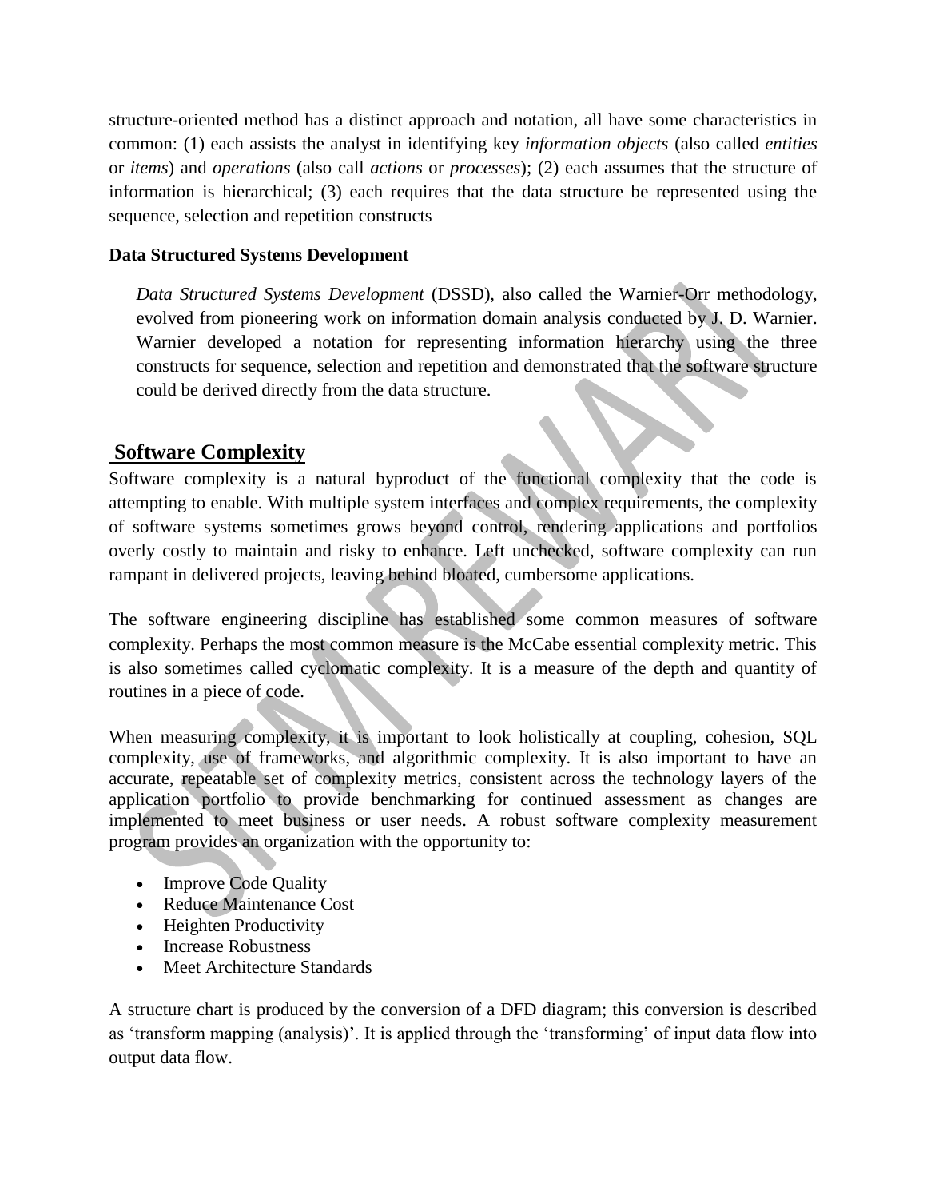structure-oriented method has a distinct approach and notation, all have some characteristics in common: (1) each assists the analyst in identifying key *information objects* (also called *entities* or *items*) and *operations* (also call *actions* or *processes*); (2) each assumes that the structure of information is hierarchical; (3) each requires that the data structure be represented using the sequence, selection and repetition constructs

**Data Structured Systems Development**

*Data Structured Systems Development* (DSSD), also called the Warnier-Orr methodology, evolved from pioneering work on information domain analysis conducted by J. D. Warnier. Warnier developed a notation for representing information hierarchy using the three constructs for sequence, selection and repetition and demonstrated that the software structure could be derived directly from the data structure.

## Software Complexity

Software complexity is a natural byproduct of the functional complexity that the code is attempting to enable. With multiple system interfaces and complex requirements, the complexity of software systems sometimes grows beyond control, rendering applications and portfolios overly costly to maintain and risky to enhance. Left unchecked, software complexity can run rampant in delivered projects, leaving behind bloated, cumbersome applications.

The software engineering discipline has established some common measures of software complexity. Perhaps the most common measure is the McCabe essential complexity metric. This is also sometimes called cyclomatic complexity. It is a measure of the depth and quantity of routines in a piece of code.

When measuring complexity, it is important to look holistically at coupling, cohesion, SQL complexity, use of frameworks, and algorithmic complexity. It is also important to have an accurate, repeatable set of complexity metrics, consistent across the technology layers of the application portfolio to provide benchmarking for continued assessment as changes are implemented to meet business or user needs. A robust software complexity measurement program provides an organization with the opportunity to:

- Improve Code Quality
- Reduce Maintenance Cost
- Heighten Productivity
- Increase Robustness
- Meet Architecture Standards

A structure chart is produced by the conversion of a DFD diagram; this conversion is described as 'transform mapping (analysis)'. It is applied through the 'transforming' of input data flow into output data flow.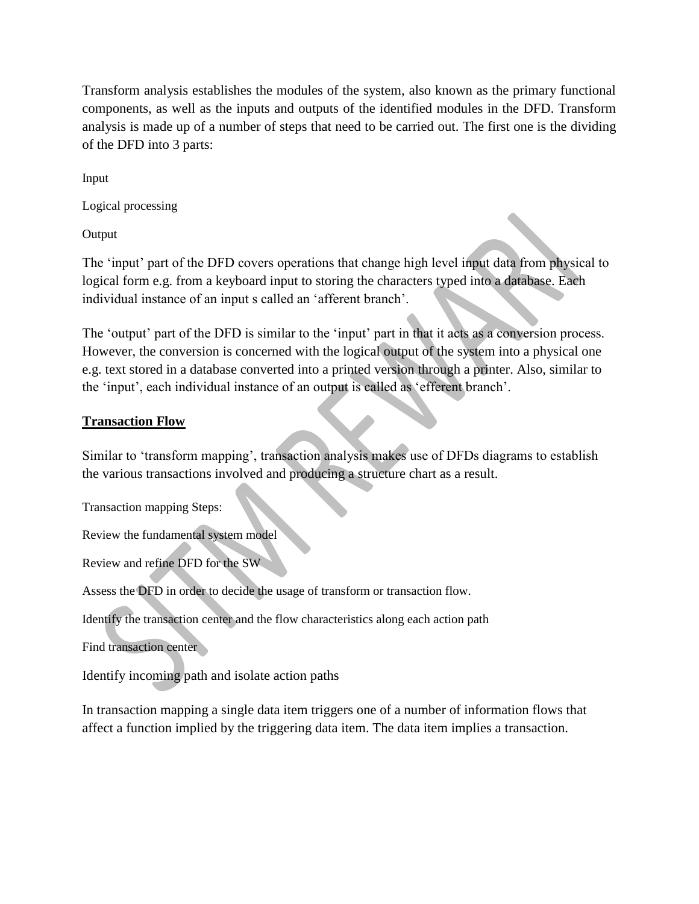Transform analysis establishes the modules of the system, also known as the primary functional components, as well as the inputs and outputs of the identified modules in the DFD. Transform analysis is made up of a number of steps that need to be carried out. The first one is the dividing of the DFD into 3 parts:

Input

Logical processing

Output

The 'input' part of the DFD covers operations that change high level input data from physical to logical form e.g. from a keyboard input to storing the characters typed into a database. Each individual instance of an input s called an 'afferent branch'.

The 'output' part of the DFD is similar to the 'input' part in that it acts as a conversion process. However, the conversion is concerned with the logical output of the system into a physical one e.g. text stored in a database converted into a printed version through a printer. Also, similar to the 'input', each individual instance of an output is called as 'efferent branch'.

## Transaction Flow

Similar to 'transform mapping', transaction analysis makes use of DFDs diagrams to establish the various transactions involved and producing a structure chart as a result.

Transaction mapping Steps:

Review the fundamental system model

Review and refine DFD for the SW

Assess the DFD in order to decide the usage of transform or transaction flow.

Identify the transaction center and the flow characteristics along each action path

Find transaction center

Identify incoming path and isolate action paths

In transaction mapping a single data item triggers one of a number of information flows that affect a function implied by the triggering data item. The data item implies a transaction.